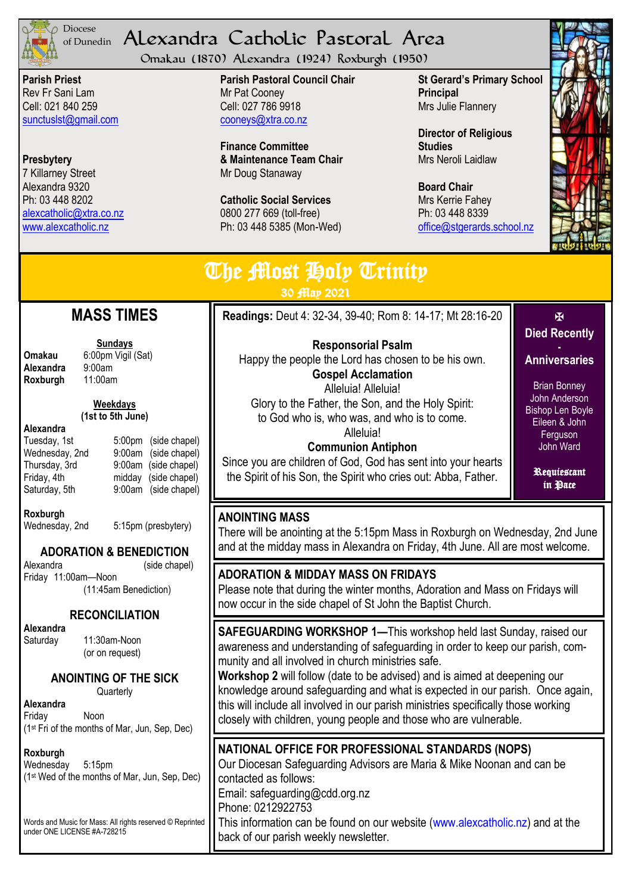Diocese of Dunedin

# Alexandra Catholic Pastoral Area

Omakau (1870) Alexandra (1924) Roxburgh (1950)

**Parish Priest**
Rev Fr Sani Lam
Cell: 021 840 259
sunctuslst@gmail.com

**Presbytery**
7 Killarney Street
Alexandra 9320
Ph: 03 448 8202
alexcatholic@xtra.co.nz
www.alexcatholic.nz

**Parish Pastoral Council Chair**
Mr Pat Cooney
Cell: 027 786 9918
cooneys@xtra.co.nz

**Finance Committee & Maintenance Team Chair**
Mr Doug Stanaway

**Catholic Social Services**
0800 277 669 (toll-free)
Ph: 03 448 5385 (Mon-Wed)

**St Gerard's Primary School Principal**
Mrs Julie Flannery

**Director of Religious Studies**
Mrs Neroli Laidlaw

**Board Chair**
Mrs Kerrie Fahey
Ph: 03 448 8339
office@stgerards.school.nz

# The Most Holy Trinity

30 May 2021

## MASS TIMES

**Sundays**

| | |
|---|---|
| **Omakau** | 6:00pm Vigil (Sat) |
| **Alexandra** | 9:00am |
| **Roxburgh** | 11:00am |

**Weekdays (1st to 5th June)**

**Alexandra**

| | | |
|---|---|---|
| Tuesday, 1st | 5:00pm | (side chapel) |
| Wednesday, 2nd | 9:00am | (side chapel) |
| Thursday, 3rd | 9:00am | (side chapel) |
| Friday, 4th | midday | (side chapel) |
| Saturday, 5th | 9:00am | (side chapel) |

**Roxburgh**
Wednesday, 2nd 5:15pm (presbytery)

### ADORATION & BENEDICTION

Alexandra (side chapel)
Friday 11:00am—Noon
(11:45am Benediction)

### RECONCILIATION

**Alexandra**
Saturday 11:30am-Noon
(or on request)

### ANOINTING OF THE SICK

Quarterly

**Alexandra**
Friday Noon
(1st Fri of the months of Mar, Jun, Sep, Dec)

**Roxburgh**
Wednesday 5:15pm
(1st Wed of the months of Mar, Jun, Sep, Dec)

Words and Music for Mass: All rights reserved © Reprinted under ONE LICENSE #A-728215

**Readings:** Deut 4: 32-34, 39-40; Rom 8: 14-17; Mt 28:16-20

**Responsorial Psalm**
Happy the people the Lord has chosen to be his own.

**Gospel Acclamation**
Alleluia! Alleluia!
Glory to the Father, the Son, and the Holy Spirit:
to God who is, who was, and who is to come.
Alleluia!

**Communion Antiphon**
Since you are children of God, God has sent into your hearts the Spirit of his Son, the Spirit who cries out: Abba, Father.

✠ **Died Recently - Anniversaries**

Brian Bonney
John Anderson
Bishop Len Boyle
Eileen & John Ferguson
John Ward

**Requiescant in Pace**

### ANOINTING MASS

There will be anointing at the 5:15pm Mass in Roxburgh on Wednesday, 2nd June and at the midday mass in Alexandra on Friday, 4th June. All are most welcome.

### ADORATION & MIDDAY MASS ON FRIDAYS

Please note that during the winter months, Adoration and Mass on Fridays will now occur in the side chapel of St John the Baptist Church.

**SAFEGUARDING WORKSHOP 1—**This workshop held last Sunday, raised our awareness and understanding of safeguarding in order to keep our parish, community and all involved in church ministries safe.
**Workshop 2** will follow (date to be advised) and is aimed at deepening our knowledge around safeguarding and what is expected in our parish. Once again, this will include all involved in our parish ministries specifically those working closely with children, young people and those who are vulnerable.

### NATIONAL OFFICE FOR PROFESSIONAL STANDARDS (NOPS)

Our Diocesan Safeguarding Advisors are Maria & Mike Noonan and can be contacted as follows:
Email: safeguarding@cdd.org.nz
Phone: 0212922753
This information can be found on our website (www.alexcatholic.nz) and at the back of our parish weekly newsletter.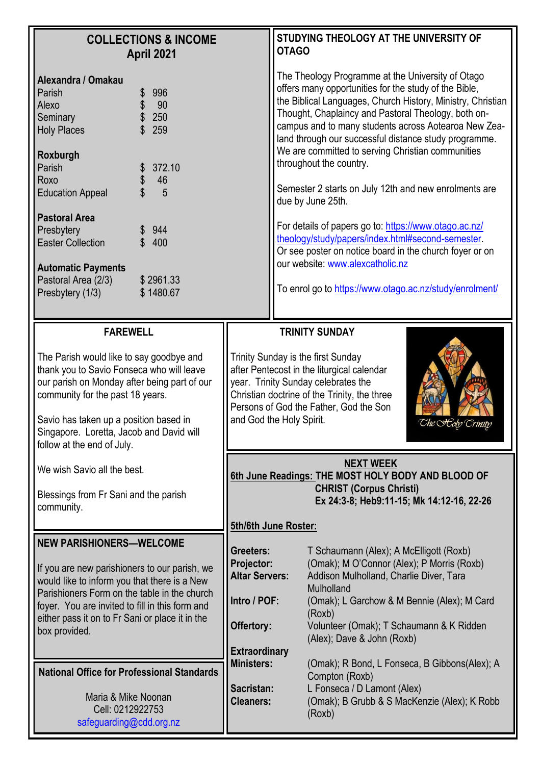## COLLECTIONS & INCOME April 2021

**Alexandra / Omakau**

| | |
|---|---|
| Parish | $ 996 |
| Alexo | $ 90 |
| Seminary | $ 250 |
| Holy Places | $ 259 |

**Roxburgh**

| | |
|---|---|
| Parish | $ 372.10 |
| Roxo | $ 46 |
| Education Appeal | $ 5 |

**Pastoral Area**

| | |
|---|---|
| Presbytery | $ 944 |
| Easter Collection | $ 400 |

**Automatic Payments**

| | |
|---|---|
| Pastoral Area (2/3) | $ 2961.33 |
| Presbytery (1/3) | $ 1480.67 |

## STUDYING THEOLOGY AT THE UNIVERSITY OF OTAGO

The Theology Programme at the University of Otago offers many opportunities for the study of the Bible, the Biblical Languages, Church History, Ministry, Christian Thought, Chaplaincy and Pastoral Theology, both on-campus and to many students across Aotearoa New Zealand through our successful distance study programme. We are committed to serving Christian communities throughout the country.

Semester 2 starts on July 12th and new enrolments are due by June 25th.

For details of papers go to: https://www.otago.ac.nz/theology/study/papers/index.html#second-semester. Or see poster on notice board in the church foyer or on our website: www.alexcatholic.nz

To enrol go to https://www.otago.ac.nz/study/enrolment/

## FAREWELL

The Parish would like to say goodbye and thank you to Savio Fonseca who will leave our parish on Monday after being part of our community for the past 18 years.

Savio has taken up a position based in Singapore. Loretta, Jacob and David will follow at the end of July.

We wish Savio all the best.

Blessings from Fr Sani and the parish community.

## TRINITY SUNDAY

Trinity Sunday is the first Sunday after Pentecost in the liturgical calendar year. Trinity Sunday celebrates the Christian doctrine of the Trinity, the three Persons of God the Father, God the Son and God the Holy Spirit.

The Holy Trinity

## NEXT WEEK

**6th June Readings: THE MOST HOLY BODY AND BLOOD OF CHRIST (Corpus Christi)**
**Ex 24:3-8; Heb9:11-15; Mk 14:12-16, 22-26**

**5th/6th June Roster:**

| | |
|---|---|
| **Greeters:** | T Schaumann (Alex); A McElligott (Roxb) |
| **Projector:** | (Omak); M O'Connor (Alex); P Morris (Roxb) |
| **Altar Servers:** | Addison Mulholland, Charlie Diver, Tara Mulholland |
| **Intro / POF:** | (Omak); L Garchow & M Bennie (Alex); M Card (Roxb) |
| **Offertory:** | Volunteer (Omak); T Schaumann & K Ridden (Alex); Dave & John (Roxb) |
| **Extraordinary Ministers:** | (Omak); R Bond, L Fonseca, B Gibbons(Alex); A Compton (Roxb) |
| **Sacristan:** | L Fonseca / D Lamont (Alex) |
| **Cleaners:** | (Omak); B Grubb & S MacKenzie (Alex); K Robb (Roxb) |

## NEW PARISHIONERS—WELCOME

If you are new parishioners to our parish, we would like to inform you that there is a New Parishioners Form on the table in the church foyer. You are invited to fill in this form and either pass it on to Fr Sani or place it in the box provided.

## National Office for Professional Standards

Maria & Mike Noonan
Cell: 0212922753
safeguarding@cdd.org.nz